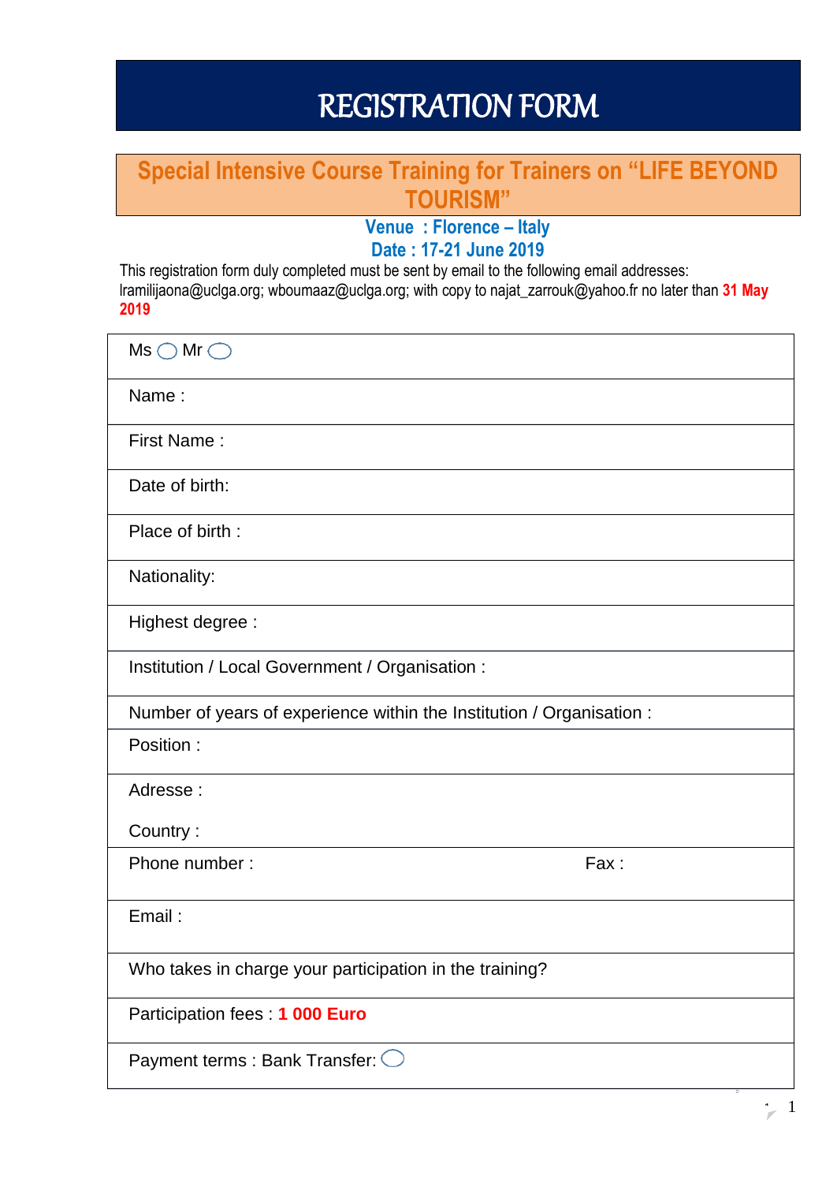# REGISTRATION FORM

## Special Intensive Course Training for Trainers on "LIFE BEYOND TOURISM"

**Venue : Florence – Italy**

**Date : 17-21 June 2019**

This registration form duly completed must be sent by email to the following email addresses: lramilijaona@uclga.org; wboumaaz@uclga.org; with copy to najat_zarrouk@yahoo.fr no later than **31 May 2019**

| |
|---|
| Ms ◯ Mr ◯ |
| Name : |
| First Name : |
| Date of birth: |
| Place of birth : |
| Nationality: |
| Highest degree : |
| Institution / Local Government / Organisation : |
| Number of years of experience within the Institution / Organisation : |
| Position : |
| Adresse :<br><br>Country : |
| Phone number : &nbsp;&nbsp;&nbsp;&nbsp;&nbsp;&nbsp;&nbsp;&nbsp;&nbsp;&nbsp;&nbsp;&nbsp; Fax : |
| Email : |
| Who takes in charge your participation in the training? |
| Participation fees : **1 000 Euro** |
| Payment terms : Bank Transfer: ◯ |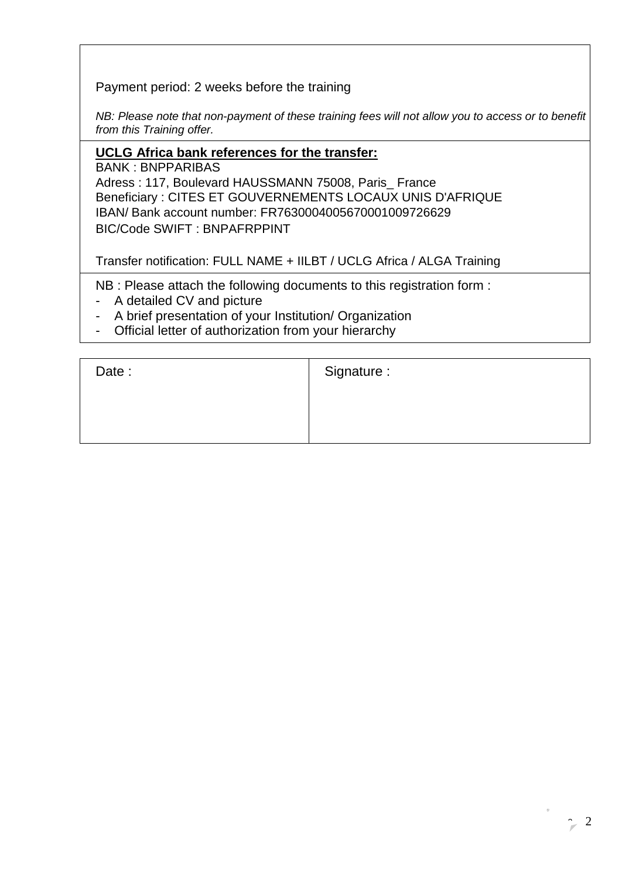Payment period: 2 weeks before the training

*NB: Please note that non-payment of these training fees will not allow you to access or to benefit from this Training offer.*

**UCLG Africa bank references for the transfer:**

BANK : BNPPARIBAS
Adress : 117, Boulevard HAUSSMANN 75008, Paris_ France
Beneficiary : CITES ET GOUVERNEMENTS LOCAUX UNIS D'AFRIQUE
IBAN/ Bank account number: FR7630004005670001009726629
BIC/Code SWIFT : BNPAFRPPINT

Transfer notification: FULL NAME + IILBT / UCLG Africa / ALGA Training

NB : Please attach the following documents to this registration form :

- A detailed CV and picture
- A brief presentation of your Institution/ Organization
- Official letter of authorization from your hierarchy

| | |
|---|---|
| Date : | Signature : |